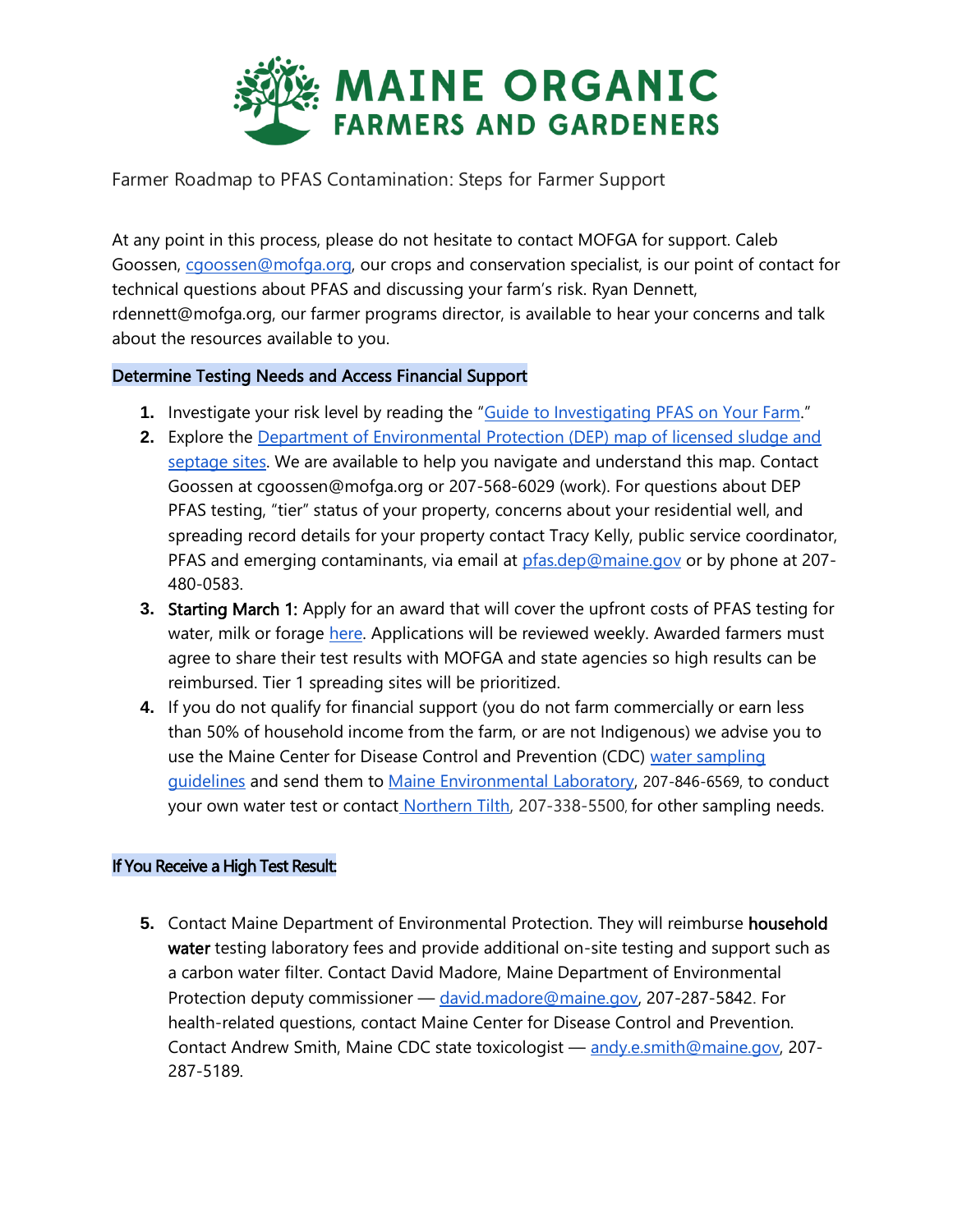# MAINE ORGANIC FARMERS AND GARDENERS

Farmer Roadmap to PFAS Contamination: Steps for Farmer Support

At any point in this process, please do not hesitate to contact MOFGA for support. Caleb Goossen, cgoossen@mofga.org, our crops and conservation specialist, is our point of contact for technical questions about PFAS and discussing your farm's risk. Ryan Dennett, rdennett@mofga.org, our farmer programs director, is available to hear your concerns and talk about the resources available to you.

## Determine Testing Needs and Access Financial Support

1. Investigate your risk level by reading the "Guide to Investigating PFAS on Your Farm."
2. Explore the Department of Environmental Protection (DEP) map of licensed sludge and septage sites. We are available to help you navigate and understand this map. Contact Goossen at cgoossen@mofga.org or 207-568-6029 (work). For questions about DEP PFAS testing, "tier" status of your property, concerns about your residential well, and spreading record details for your property contact Tracy Kelly, public service coordinator, PFAS and emerging contaminants, via email at pfas.dep@maine.gov or by phone at 207-480-0583.
3. **Starting March 1:** Apply for an award that will cover the upfront costs of PFAS testing for water, milk or forage here. Applications will be reviewed weekly. Awarded farmers must agree to share their test results with MOFGA and state agencies so high results can be reimbursed. Tier 1 spreading sites will be prioritized.
4. If you do not qualify for financial support (you do not farm commercially or earn less than 50% of household income from the farm, or are not Indigenous) we advise you to use the Maine Center for Disease Control and Prevention (CDC) water sampling guidelines and send them to Maine Environmental Laboratory, 207-846-6569, to conduct your own water test or contact Northern Tilth, 207-338-5500, for other sampling needs.

## If You Receive a High Test Result:

5. Contact Maine Department of Environmental Protection. They will reimburse **household water** testing laboratory fees and provide additional on-site testing and support such as a carbon water filter. Contact David Madore, Maine Department of Environmental Protection deputy commissioner — david.madore@maine.gov, 207-287-5842. For health-related questions, contact Maine Center for Disease Control and Prevention. Contact Andrew Smith, Maine CDC state toxicologist — andy.e.smith@maine.gov, 207-287-5189.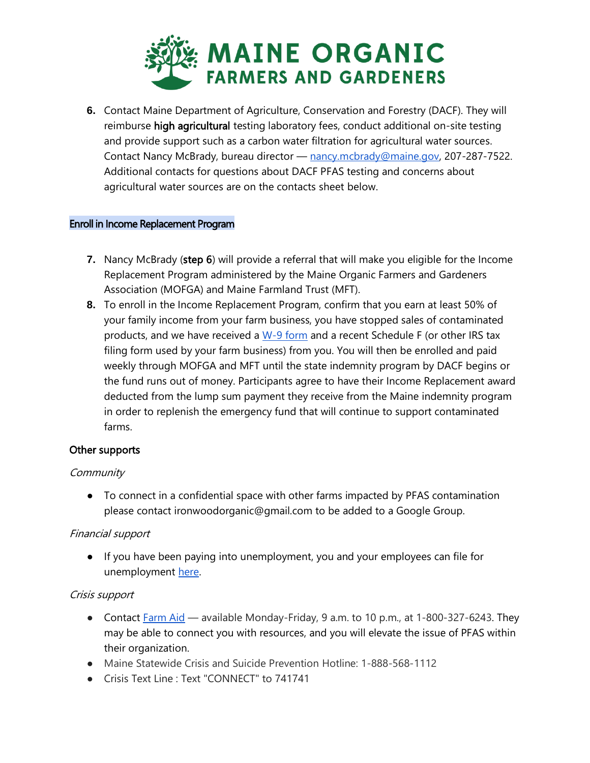6. Contact Maine Department of Agriculture, Conservation and Forestry (DACF). They will reimburse **high agricultural** testing laboratory fees, conduct additional on-site testing and provide support such as a carbon water filtration for agricultural water sources. Contact Nancy McBrady, bureau director — [nancy.mcbrady@maine.gov](mailto:nancy.mcbrady@maine.gov), 207-287-7522. Additional contacts for questions about DACF PFAS testing and concerns about agricultural water sources are on the contacts sheet below.

### Enroll in Income Replacement Program

7. Nancy McBrady (**step 6**) will provide a referral that will make you eligible for the Income Replacement Program administered by the Maine Organic Farmers and Gardeners Association (MOFGA) and Maine Farmland Trust (MFT).
8. To enroll in the Income Replacement Program, confirm that you earn at least 50% of your family income from your farm business, you have stopped sales of contaminated products, and we have received a W-9 form and a recent Schedule F (or other IRS tax filing form used by your farm business) from you. You will then be enrolled and paid weekly through MOFGA and MFT until the state indemnity program by DACF begins or the fund runs out of money. Participants agree to have their Income Replacement award deducted from the lump sum payment they receive from the Maine indemnity program in order to replenish the emergency fund that will continue to support contaminated farms.

### Other supports

*Community*

- To connect in a confidential space with other farms impacted by PFAS contamination please contact ironwoodorganic@gmail.com to be added to a Google Group.

*Financial support*

- If you have been paying into unemployment, you and your employees can file for unemployment here.

*Crisis support*

- Contact Farm Aid — available Monday-Friday, 9 a.m. to 10 p.m., at 1-800-327-6243. They may be able to connect you with resources, and you will elevate the issue of PFAS within their organization.
- Maine Statewide Crisis and Suicide Prevention Hotline: 1-888-568-1112
- Crisis Text Line : Text "CONNECT" to 741741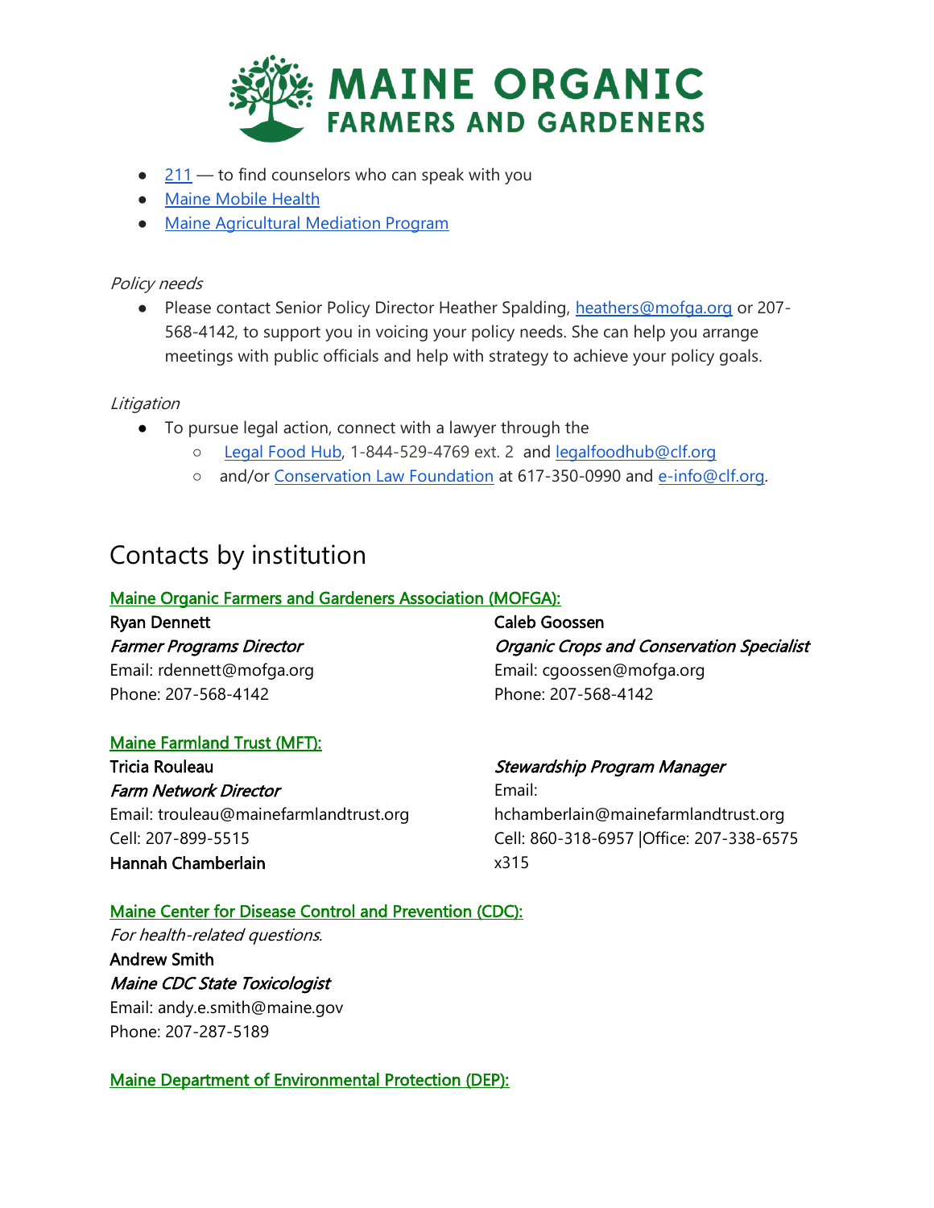- [211](#) — to find counselors who can speak with you
- [Maine Mobile Health](#)
- [Maine Agricultural Mediation Program](#)

*Policy needs*

- Please contact Senior Policy Director Heather Spalding, heathers@mofga.org or 207-568-4142, to support you in voicing your policy needs. She can help you arrange meetings with public officials and help with strategy to achieve your policy goals.

*Litigation*

- To pursue legal action, connect with a lawyer through the
    - Legal Food Hub, 1-844-529-4769 ext. 2 and legalfoodhub@clf.org
    - and/or Conservation Law Foundation at 617-350-0990 and e-info@clf.org.

## Contacts by institution

### Maine Organic Farmers and Gardeners Association (MOFGA):

**Ryan Dennett**
*Farmer Programs Director*
Email: rdennett@mofga.org
Phone: 207-568-4142

**Caleb Goossen**
*Organic Crops and Conservation Specialist*
Email: cgoossen@mofga.org
Phone: 207-568-4142

### Maine Farmland Trust (MFT):

**Tricia Rouleau**
*Farm Network Director*
Email: trouleau@mainefarmlandtrust.org
Cell: 207-899-5515

**Hannah Chamberlain**
*Stewardship Program Manager*
Email: hchamberlain@mainefarmlandtrust.org
Cell: 860-318-6957 |Office: 207-338-6575 x315

### Maine Center for Disease Control and Prevention (CDC):

*For health-related questions.*

**Andrew Smith**
*Maine CDC State Toxicologist*
Email: andy.e.smith@maine.gov
Phone: 207-287-5189

### Maine Department of Environmental Protection (DEP):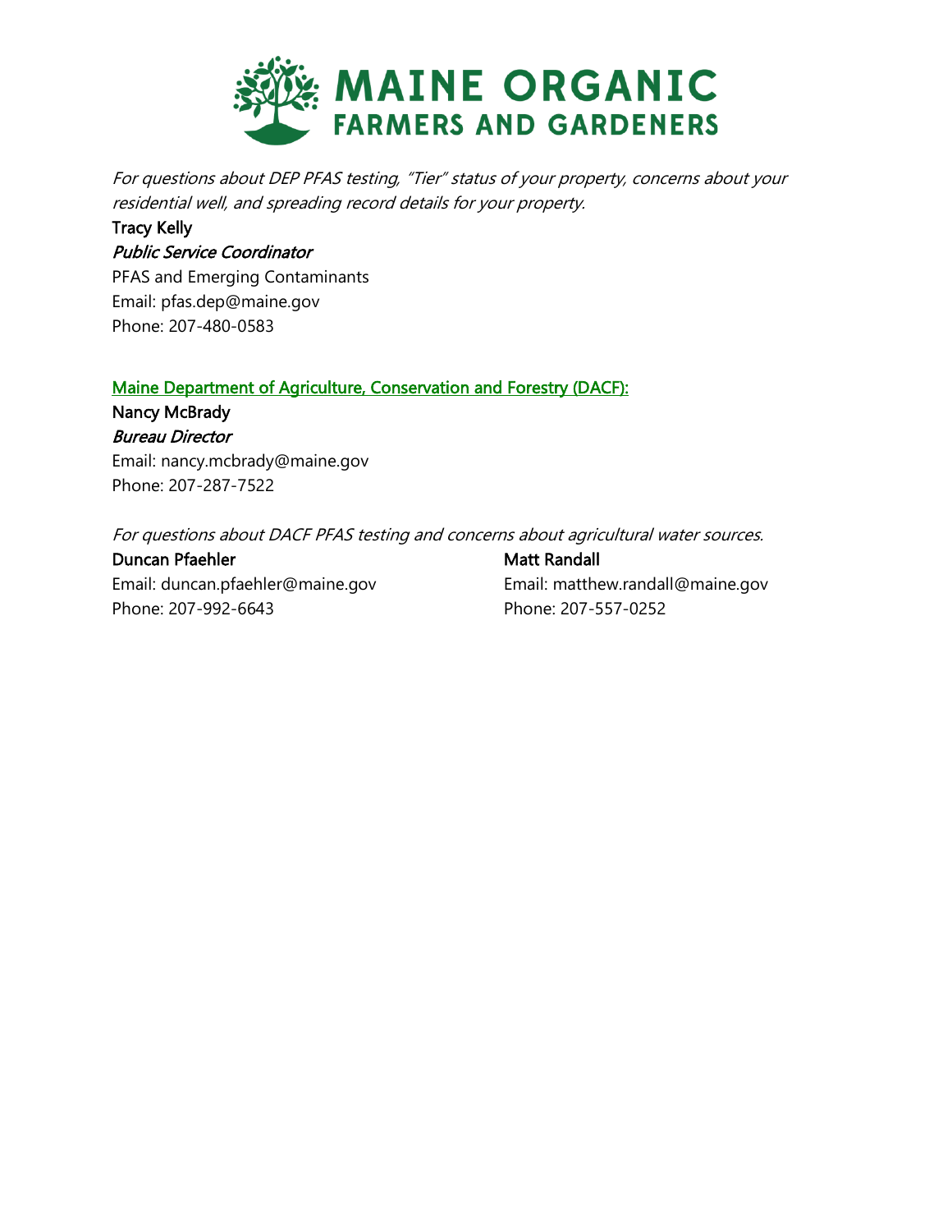# MAINE ORGANIC FARMERS AND GARDENERS

*For questions about DEP PFAS testing, "Tier" status of your property, concerns about your residential well, and spreading record details for your property.*

Tracy Kelly
*Public Service Coordinator*
PFAS and Emerging Contaminants
Email: pfas.dep@maine.gov
Phone: 207-480-0583

## Maine Department of Agriculture, Conservation and Forestry (DACF):

Nancy McBrady
*Bureau Director*
Email: nancy.mcbrady@maine.gov
Phone: 207-287-7522

*For questions about DACF PFAS testing and concerns about agricultural water sources.*

Duncan Pfaehler
Email: duncan.pfaehler@maine.gov
Phone: 207-992-6643

Matt Randall
Email: matthew.randall@maine.gov
Phone: 207-557-0252